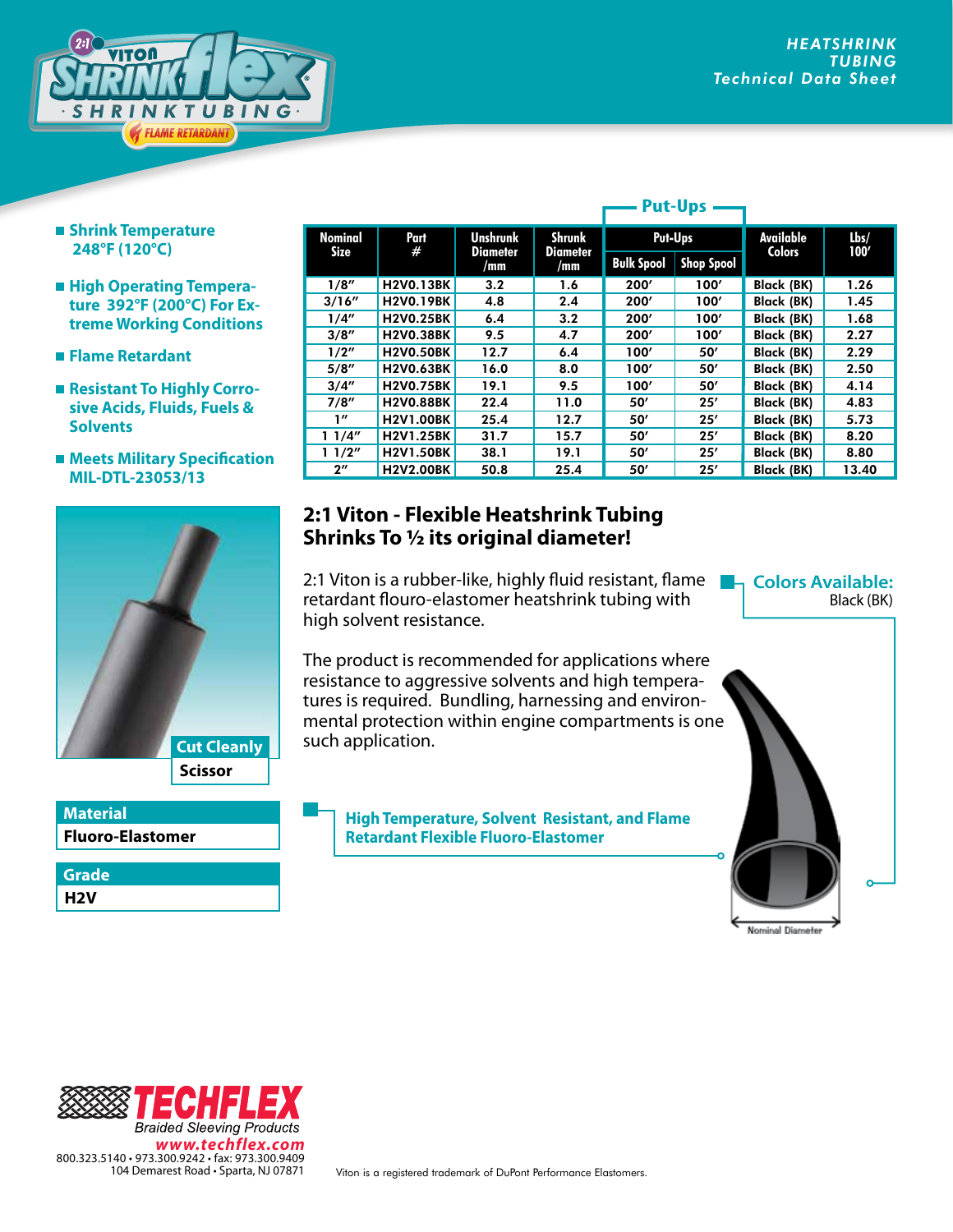# 2:1 VITON SHRINKflex® SHRINKTUBING · FLAME RETARDANT

**HEATSHRINK TUBING Technical Data Sheet**

- **Shrink Temperature 248°F (120°C)**
- **High Operating Temperature 392°F (200°C) For Extreme Working Conditions**
- **Flame Retardant**
- **Resistant To Highly Corrosive Acids, Fluids, Fuels & Solvents**
- **Meets Military Specification MIL-DTL-23053/13**

| Nominal Size | Part # | Unshrunk Diameter /mm | Shrunk Diameter /mm | Put-Ups | | Available Colors | Lbs/ 100′ |
|---|---|---|---|---|---|---|---|
| | | | | Bulk Spool | Shop Spool | | |
| 1/8″ | H2V0.13BK | 3.2 | 1.6 | 200′ | 100′ | Black (BK) | 1.26 |
| 3/16″ | H2V0.19BK | 4.8 | 2.4 | 200′ | 100′ | Black (BK) | 1.45 |
| 1/4″ | H2V0.25BK | 6.4 | 3.2 | 200′ | 100′ | Black (BK) | 1.68 |
| 3/8″ | H2V0.38BK | 9.5 | 4.7 | 200′ | 100′ | Black (BK) | 2.27 |
| 1/2″ | H2V0.50BK | 12.7 | 6.4 | 100′ | 50′ | Black (BK) | 2.29 |
| 5/8″ | H2V0.63BK | 16.0 | 8.0 | 100′ | 50′ | Black (BK) | 2.50 |
| 3/4″ | H2V0.75BK | 19.1 | 9.5 | 100′ | 50′ | Black (BK) | 4.14 |
| 7/8″ | H2V0.88BK | 22.4 | 11.0 | 50′ | 25′ | Black (BK) | 4.83 |
| 1″ | H2V1.00BK | 25.4 | 12.7 | 50′ | 25′ | Black (BK) | 5.73 |
| 1 1/4″ | H2V1.25BK | 31.7 | 15.7 | 50′ | 25′ | Black (BK) | 8.20 |
| 1 1/2″ | H2V1.50BK | 38.1 | 19.1 | 50′ | 25′ | Black (BK) | 8.80 |
| 2″ | H2V2.00BK | 50.8 | 25.4 | 50′ | 25′ | Black (BK) | 13.40 |

## 2:1 Viton - Flexible Heatshrink Tubing Shrinks To ½ its original diameter!

2:1 Viton is a rubber-like, highly fluid resistant, flame retardant flouro-elastomer heatshrink tubing with high solvent resistance.

The product is recommended for applications where resistance to aggressive solvents and high temperatures is required. Bundling, harnessing and environmental protection within engine compartments is one such application.

**Colors Available:**
Black (BK)

**High Temperature, Solvent Resistant, and Flame Retardant Flexible Fluoro-Elastomer**

Nominal Diameter

| Cut Cleanly |
|---|
| Scissor |

| Material |
|---|
| Fluoro-Elastomer |

| Grade |
|---|
| H2V |

**TECHFLEX** Braided Sleeving Products
www.techflex.com
800.323.5140 • 973.300.9242 • fax: 973.300.9409
104 Demarest Road • Sparta, NJ 07871

Viton is a registered trademark of DuPont Performance Elastomers.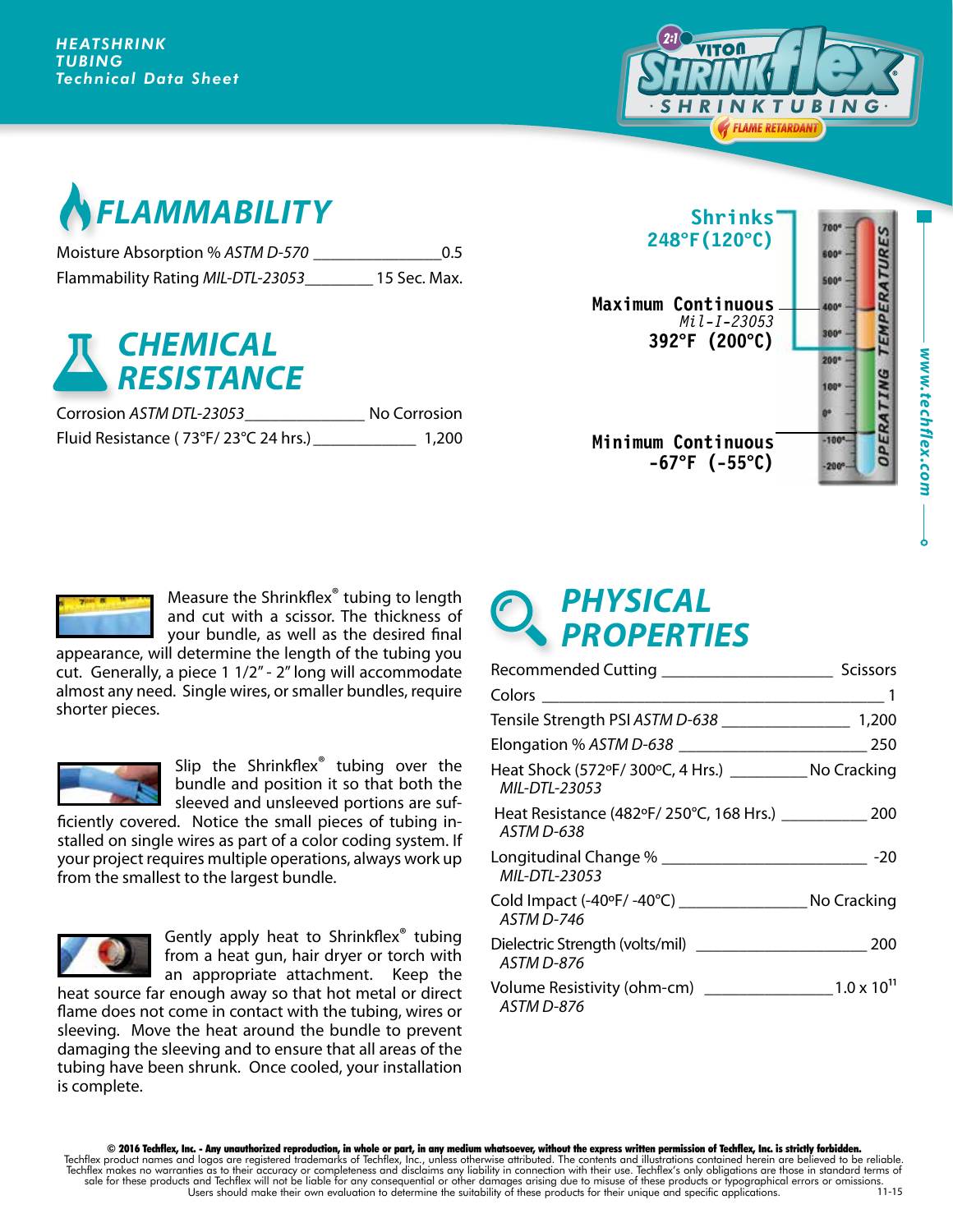HEATSHRINK TUBING Technical Data Sheet

# FLAMMABILITY

| | |
|---|---|
| Moisture Absorption % *ASTM D-570* | 0.5 |
| Flammability Rating *MIL-DTL-23053* | 15 Sec. Max. |

# CHEMICAL RESISTANCE

| | |
|---|---|
| Corrosion *ASTM DTL-23053* | No Corrosion |
| Fluid Resistance ( 73°F/ 23°C 24 hrs.) | 1,200 |

Shrinks 248°F (120°C)

Maximum Continuous *Mil-I-23053* 392°F (200°C)

Minimum Continuous -67°F (-55°C)

700° 600° 500° 400° 300° 200° 100° 0° -100° -200°

OPERATING TEMPERATURES

www.techflex.com

Measure the Shrinkflex® tubing to length and cut with a scissor. The thickness of your bundle, as well as the desired final appearance, will determine the length of the tubing you cut. Generally, a piece 1 1/2" - 2" long will accommodate almost any need. Single wires, or smaller bundles, require shorter pieces.

Slip the Shrinkflex® tubing over the bundle and position it so that both the sleeved and unsleeved portions are sufficiently covered. Notice the small pieces of tubing installed on single wires as part of a color coding system. If your project requires multiple operations, always work up from the smallest to the largest bundle.

Gently apply heat to Shrinkflex® tubing from a heat gun, hair dryer or torch with an appropriate attachment. Keep the heat source far enough away so that hot metal or direct flame does not come in contact with the tubing, wires or sleeving. Move the heat around the bundle to prevent damaging the sleeving and to ensure that all areas of the tubing have been shrunk. Once cooled, your installation is complete.

# PHYSICAL PROPERTIES

| | |
|---|---|
| Recommended Cutting | Scissors |
| Colors | 1 |
| Tensile Strength PSI *ASTM D-638* | 1,200 |
| Elongation % *ASTM D-638* | 250 |
| Heat Shock (572ºF/ 300ºC, 4 Hrs.) *MIL-DTL-23053* | No Cracking |
| Heat Resistance (482ºF/ 250°C, 168 Hrs.) *ASTM D-638* | 200 |
| Longitudinal Change % *MIL-DTL-23053* | -20 |
| Cold Impact (-40ºF/ -40°C) *ASTM D-746* | No Cracking |
| Dielectric Strength (volts/mil) *ASTM D-876* | 200 |
| Volume Resistivity (ohm-cm) *ASTM D-876* | $1.0 \times 10^{11}$ |

**© 2016 Techflex, Inc. - Any unauthorized reproduction, in whole or part, in any medium whatsoever, without the express written permission of Techflex, Inc. is strictly forbidden.**
Techflex product names and logos are registered trademarks of Techflex, Inc., unless otherwise attributed. The contents and illustrations contained herein are believed to be reliable. Techflex makes no warranties as to their accuracy or completeness and disclaims any liability in connection with their use. Techflex's only obligations are those in standard terms of sale for these products and Techflex will not be liable for any consequential or other damages arising due to misuse of these products or typographical errors or omissions. Users should make their own evaluation to determine the suitability of these products for their unique and specific applications.
11-15